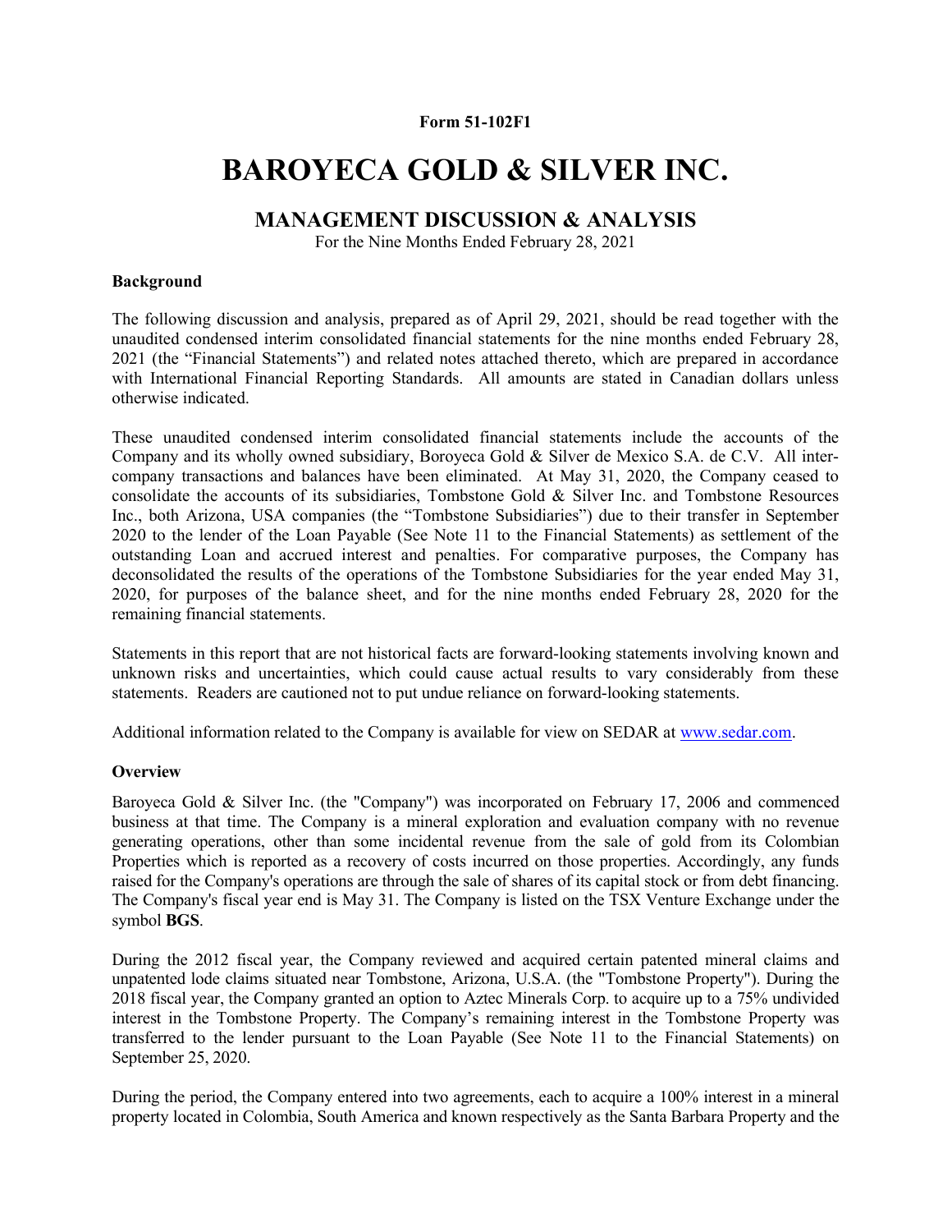**Form 51-102F1**

# BAROYECA GOLD & SILVER INC.

## MANAGEMENT DISCUSSION & ANALYSIS

For the Nine Months Ended February 28, 2021

### Background

The following discussion and analysis, prepared as of April 29, 2021, should be read together with the unaudited condensed interim consolidated financial statements for the nine months ended February 28, 2021 (the "Financial Statements") and related notes attached thereto, which are prepared in accordance with International Financial Reporting Standards. All amounts are stated in Canadian dollars unless otherwise indicated.

These unaudited condensed interim consolidated financial statements include the accounts of the Company and its wholly owned subsidiary, Boroyeca Gold & Silver de Mexico S.A. de C.V. All inter-company transactions and balances have been eliminated. At May 31, 2020, the Company ceased to consolidate the accounts of its subsidiaries, Tombstone Gold & Silver Inc. and Tombstone Resources Inc., both Arizona, USA companies (the "Tombstone Subsidiaries") due to their transfer in September 2020 to the lender of the Loan Payable (See Note 11 to the Financial Statements) as settlement of the outstanding Loan and accrued interest and penalties. For comparative purposes, the Company has deconsolidated the results of the operations of the Tombstone Subsidiaries for the year ended May 31, 2020, for purposes of the balance sheet, and for the nine months ended February 28, 2020 for the remaining financial statements.

Statements in this report that are not historical facts are forward-looking statements involving known and unknown risks and uncertainties, which could cause actual results to vary considerably from these statements. Readers are cautioned not to put undue reliance on forward-looking statements.

Additional information related to the Company is available for view on SEDAR at www.sedar.com.

### Overview

Baroyeca Gold & Silver Inc. (the "Company") was incorporated on February 17, 2006 and commenced business at that time. The Company is a mineral exploration and evaluation company with no revenue generating operations, other than some incidental revenue from the sale of gold from its Colombian Properties which is reported as a recovery of costs incurred on those properties. Accordingly, any funds raised for the Company's operations are through the sale of shares of its capital stock or from debt financing. The Company's fiscal year end is May 31. The Company is listed on the TSX Venture Exchange under the symbol **BGS**.

During the 2012 fiscal year, the Company reviewed and acquired certain patented mineral claims and unpatented lode claims situated near Tombstone, Arizona, U.S.A. (the "Tombstone Property"). During the 2018 fiscal year, the Company granted an option to Aztec Minerals Corp. to acquire up to a 75% undivided interest in the Tombstone Property. The Company's remaining interest in the Tombstone Property was transferred to the lender pursuant to the Loan Payable (See Note 11 to the Financial Statements) on September 25, 2020.

During the period, the Company entered into two agreements, each to acquire a 100% interest in a mineral property located in Colombia, South America and known respectively as the Santa Barbara Property and the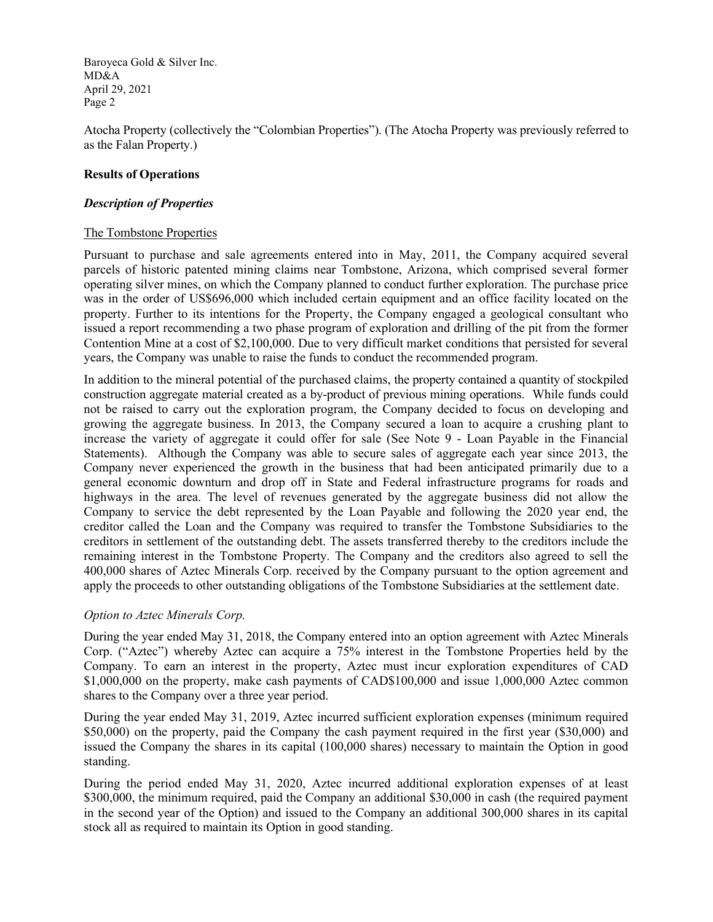Atocha Property (collectively the "Colombian Properties"). (The Atocha Property was previously referred to as the Falan Property.)

**Results of Operations**

***Description of Properties***

The Tombstone Properties

Pursuant to purchase and sale agreements entered into in May, 2011, the Company acquired several parcels of historic patented mining claims near Tombstone, Arizona, which comprised several former operating silver mines, on which the Company planned to conduct further exploration. The purchase price was in the order of US$696,000 which included certain equipment and an office facility located on the property. Further to its intentions for the Property, the Company engaged a geological consultant who issued a report recommending a two phase program of exploration and drilling of the pit from the former Contention Mine at a cost of $2,100,000. Due to very difficult market conditions that persisted for several years, the Company was unable to raise the funds to conduct the recommended program.

In addition to the mineral potential of the purchased claims, the property contained a quantity of stockpiled construction aggregate material created as a by-product of previous mining operations. While funds could not be raised to carry out the exploration program, the Company decided to focus on developing and growing the aggregate business. In 2013, the Company secured a loan to acquire a crushing plant to increase the variety of aggregate it could offer for sale (See Note 9 - Loan Payable in the Financial Statements). Although the Company was able to secure sales of aggregate each year since 2013, the Company never experienced the growth in the business that had been anticipated primarily due to a general economic downturn and drop off in State and Federal infrastructure programs for roads and highways in the area. The level of revenues generated by the aggregate business did not allow the Company to service the debt represented by the Loan Payable and following the 2020 year end, the creditor called the Loan and the Company was required to transfer the Tombstone Subsidiaries to the creditors in settlement of the outstanding debt. The assets transferred thereby to the creditors include the remaining interest in the Tombstone Property. The Company and the creditors also agreed to sell the 400,000 shares of Aztec Minerals Corp. received by the Company pursuant to the option agreement and apply the proceeds to other outstanding obligations of the Tombstone Subsidiaries at the settlement date.

*Option to Aztec Minerals Corp.*

During the year ended May 31, 2018, the Company entered into an option agreement with Aztec Minerals Corp. ("Aztec") whereby Aztec can acquire a 75% interest in the Tombstone Properties held by the Company. To earn an interest in the property, Aztec must incur exploration expenditures of CAD $1,000,000 on the property, make cash payments of CAD$100,000 and issue 1,000,000 Aztec common shares to the Company over a three year period.

During the year ended May 31, 2019, Aztec incurred sufficient exploration expenses (minimum required $50,000) on the property, paid the Company the cash payment required in the first year ($30,000) and issued the Company the shares in its capital (100,000 shares) necessary to maintain the Option in good standing.

During the period ended May 31, 2020, Aztec incurred additional exploration expenses of at least $300,000, the minimum required, paid the Company an additional $30,000 in cash (the required payment in the second year of the Option) and issued to the Company an additional 300,000 shares in its capital stock all as required to maintain its Option in good standing.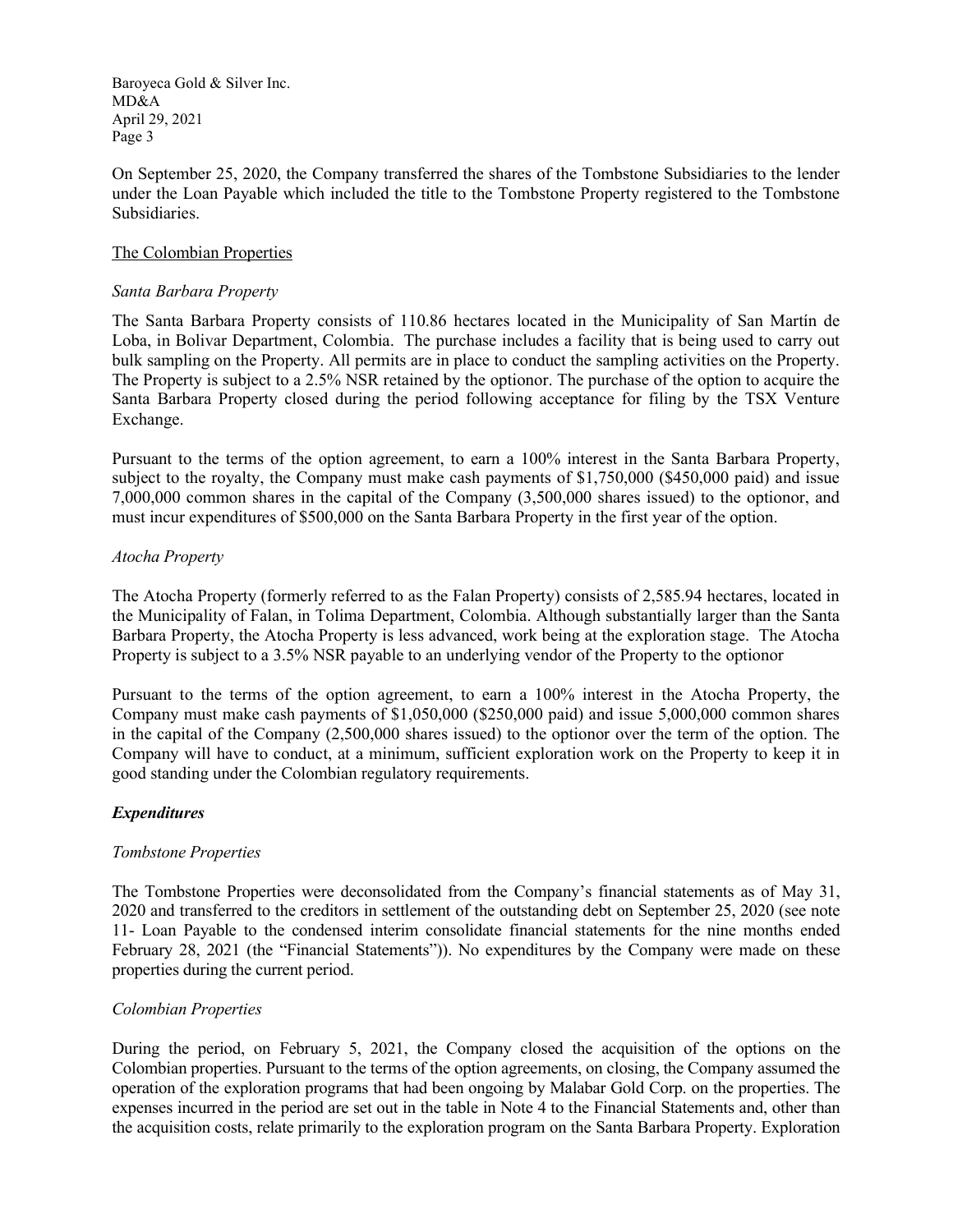On September 25, 2020, the Company transferred the shares of the Tombstone Subsidiaries to the lender under the Loan Payable which included the title to the Tombstone Property registered to the Tombstone Subsidiaries.

The Colombian Properties

*Santa Barbara Property*

The Santa Barbara Property consists of 110.86 hectares located in the Municipality of San Martín de Loba, in Bolivar Department, Colombia. The purchase includes a facility that is being used to carry out bulk sampling on the Property. All permits are in place to conduct the sampling activities on the Property. The Property is subject to a 2.5% NSR retained by the optionor. The purchase of the option to acquire the Santa Barbara Property closed during the period following acceptance for filing by the TSX Venture Exchange.

Pursuant to the terms of the option agreement, to earn a 100% interest in the Santa Barbara Property, subject to the royalty, the Company must make cash payments of $1,750,000 ($450,000 paid) and issue 7,000,000 common shares in the capital of the Company (3,500,000 shares issued) to the optionor, and must incur expenditures of $500,000 on the Santa Barbara Property in the first year of the option.

*Atocha Property*

The Atocha Property (formerly referred to as the Falan Property) consists of 2,585.94 hectares, located in the Municipality of Falan, in Tolima Department, Colombia. Although substantially larger than the Santa Barbara Property, the Atocha Property is less advanced, work being at the exploration stage. The Atocha Property is subject to a 3.5% NSR payable to an underlying vendor of the Property to the optionor

Pursuant to the terms of the option agreement, to earn a 100% interest in the Atocha Property, the Company must make cash payments of $1,050,000 ($250,000 paid) and issue 5,000,000 common shares in the capital of the Company (2,500,000 shares issued) to the optionor over the term of the option. The Company will have to conduct, at a minimum, sufficient exploration work on the Property to keep it in good standing under the Colombian regulatory requirements.

***Expenditures***

*Tombstone Properties*

The Tombstone Properties were deconsolidated from the Company's financial statements as of May 31, 2020 and transferred to the creditors in settlement of the outstanding debt on September 25, 2020 (see note 11- Loan Payable to the condensed interim consolidate financial statements for the nine months ended February 28, 2021 (the "Financial Statements")). No expenditures by the Company were made on these properties during the current period.

*Colombian Properties*

During the period, on February 5, 2021, the Company closed the acquisition of the options on the Colombian properties. Pursuant to the terms of the option agreements, on closing, the Company assumed the operation of the exploration programs that had been ongoing by Malabar Gold Corp. on the properties. The expenses incurred in the period are set out in the table in Note 4 to the Financial Statements and, other than the acquisition costs, relate primarily to the exploration program on the Santa Barbara Property. Exploration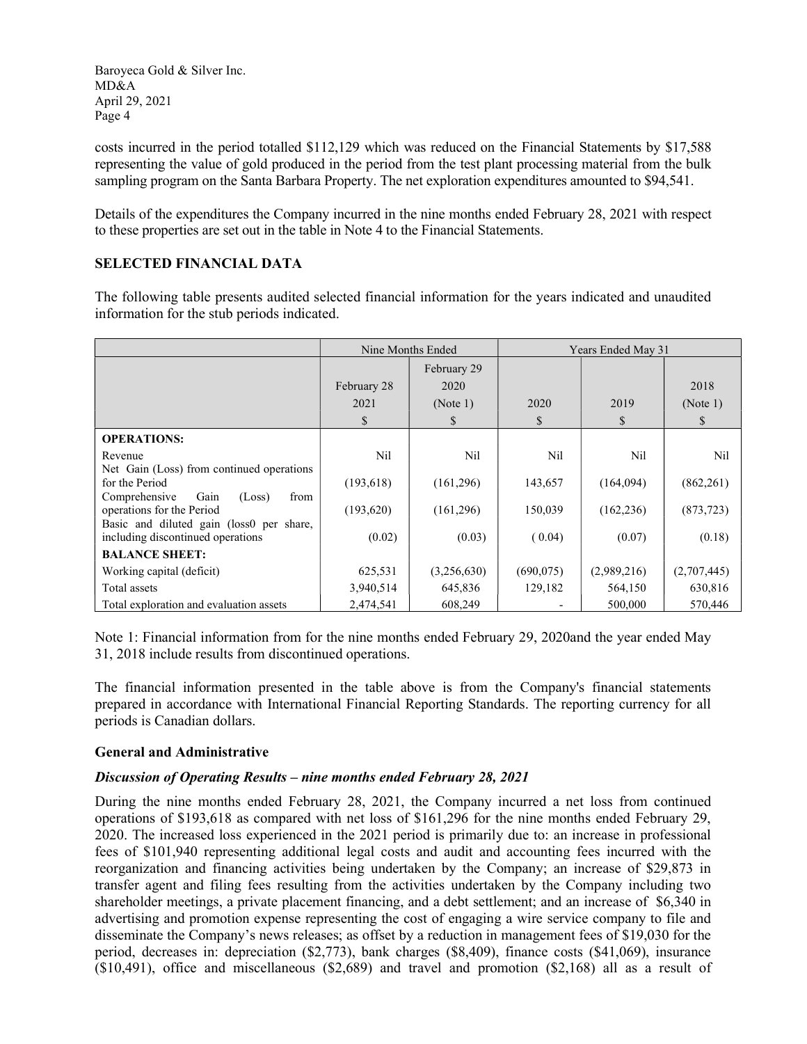costs incurred in the period totalled $112,129 which was reduced on the Financial Statements by $17,588 representing the value of gold produced in the period from the test plant processing material from the bulk sampling program on the Santa Barbara Property. The net exploration expenditures amounted to $94,541.

Details of the expenditures the Company incurred in the nine months ended February 28, 2021 with respect to these properties are set out in the table in Note 4 to the Financial Statements.

## SELECTED FINANCIAL DATA

The following table presents audited selected financial information for the years indicated and unaudited information for the stub periods indicated.

| | Nine Months Ended | | Years Ended May 31 | | |
|---|---|---|---|---|---|
| | February 28 2021 $ | February 29 2020 (Note 1) $ | 2020 $ | 2019 $ | 2018 (Note 1) $ |
| **OPERATIONS:** | | | | | |
| Revenue | Nil | Nil | Nil | Nil | Nil |
| Net Gain (Loss) from continued operations for the Period | (193,618) | (161,296) | 143,657 | (164,094) | (862,261) |
| Comprehensive Gain (Loss) from operations for the Period | (193,620) | (161,296) | 150,039 | (162,236) | (873,723) |
| Basic and diluted gain (loss0 per share, including discontinued operations | (0.02) | (0.03) | ( 0.04) | (0.07) | (0.18) |
| **BALANCE SHEET:** | | | | | |
| Working capital (deficit) | 625,531 | (3,256,630) | (690,075) | (2,989,216) | (2,707,445) |
| Total assets | 3,940,514 | 645,836 | 129,182 | 564,150 | 630,816 |
| Total exploration and evaluation assets | 2,474,541 | 608,249 | - | 500,000 | 570,446 |

Note 1: Financial information from for the nine months ended February 29, 2020and the year ended May 31, 2018 include results from discontinued operations.

The financial information presented in the table above is from the Company's financial statements prepared in accordance with International Financial Reporting Standards. The reporting currency for all periods is Canadian dollars.

### General and Administrative

#### *Discussion of Operating Results – nine months ended February 28, 2021*

During the nine months ended February 28, 2021, the Company incurred a net loss from continued operations of $193,618 as compared with net loss of $161,296 for the nine months ended February 29, 2020. The increased loss experienced in the 2021 period is primarily due to: an increase in professional fees of $101,940 representing additional legal costs and audit and accounting fees incurred with the reorganization and financing activities being undertaken by the Company; an increase of $29,873 in transfer agent and filing fees resulting from the activities undertaken by the Company including two shareholder meetings, a private placement financing, and a debt settlement; and an increase of $6,340 in advertising and promotion expense representing the cost of engaging a wire service company to file and disseminate the Company's news releases; as offset by a reduction in management fees of $19,030 for the period, decreases in: depreciation ($2,773), bank charges ($8,409), finance costs ($41,069), insurance ($10,491), office and miscellaneous ($2,689) and travel and promotion ($2,168) all as a result of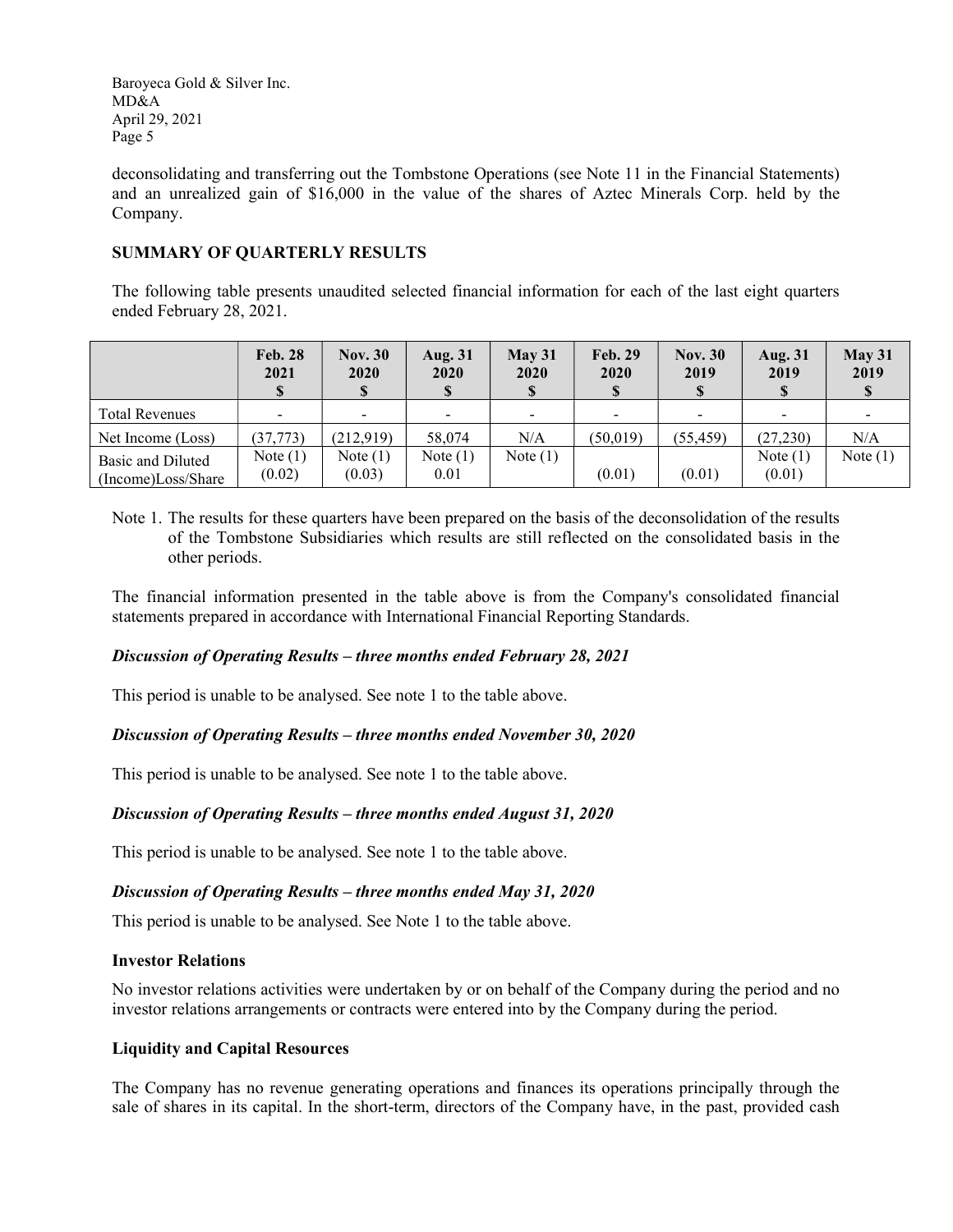deconsolidating and transferring out the Tombstone Operations (see Note 11 in the Financial Statements) and an unrealized gain of $16,000 in the value of the shares of Aztec Minerals Corp. held by the Company.

## SUMMARY OF QUARTERLY RESULTS

The following table presents unaudited selected financial information for each of the last eight quarters ended February 28, 2021.

| | Feb. 28 2021 $ | Nov. 30 2020 $ | Aug. 31 2020 $ | May 31 2020 $ | Feb. 29 2020 $ | Nov. 30 2019 $ | Aug. 31 2019 $ | May 31 2019 $ |
|---|---|---|---|---|---|---|---|---|
| Total Revenues | - | - | - | - | - | - | - | - |
| Net Income (Loss) | (37,773) | (212,919) | 58,074 | N/A | (50,019) | (55,459) | (27,230) | N/A |
| Basic and Diluted (Income)Loss/Share | Note (1) (0.02) | Note (1) (0.03) | Note (1) 0.01 | Note (1) | (0.01) | (0.01) | Note (1) (0.01) | Note (1) |

Note 1. The results for these quarters have been prepared on the basis of the deconsolidation of the results of the Tombstone Subsidiaries which results are still reflected on the consolidated basis in the other periods.

The financial information presented in the table above is from the Company's consolidated financial statements prepared in accordance with International Financial Reporting Standards.

### *Discussion of Operating Results – three months ended February 28, 2021*

This period is unable to be analysed. See note 1 to the table above.

### *Discussion of Operating Results – three months ended November 30, 2020*

This period is unable to be analysed. See note 1 to the table above.

### *Discussion of Operating Results – three months ended August 31, 2020*

This period is unable to be analysed. See note 1 to the table above.

### *Discussion of Operating Results – three months ended May 31, 2020*

This period is unable to be analysed. See Note 1 to the table above.

### Investor Relations

No investor relations activities were undertaken by or on behalf of the Company during the period and no investor relations arrangements or contracts were entered into by the Company during the period.

### Liquidity and Capital Resources

The Company has no revenue generating operations and finances its operations principally through the sale of shares in its capital. In the short-term, directors of the Company have, in the past, provided cash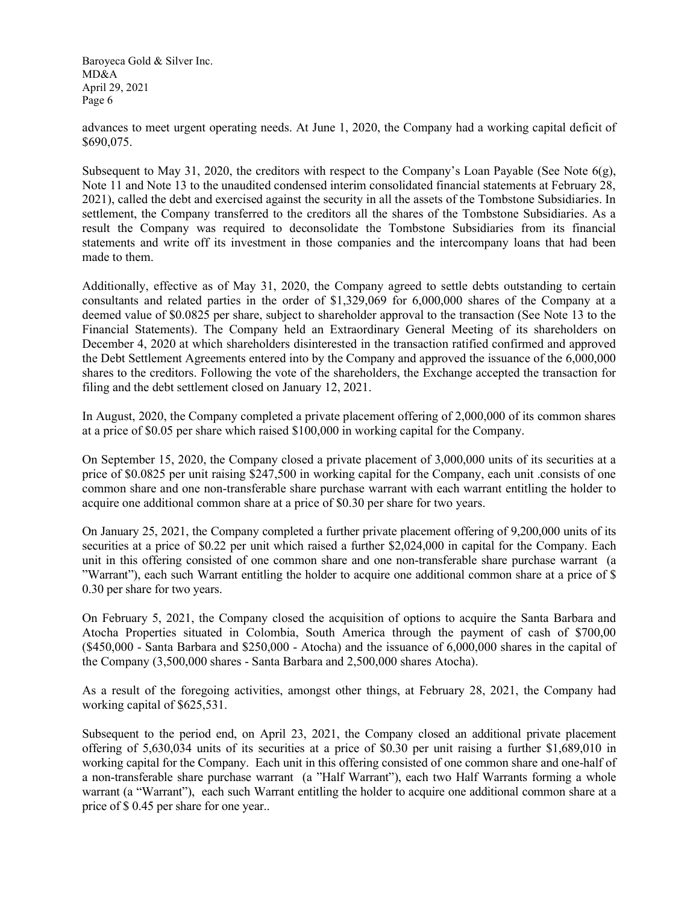advances to meet urgent operating needs. At June 1, 2020, the Company had a working capital deficit of $690,075.

Subsequent to May 31, 2020, the creditors with respect to the Company's Loan Payable (See Note 6(g), Note 11 and Note 13 to the unaudited condensed interim consolidated financial statements at February 28, 2021), called the debt and exercised against the security in all the assets of the Tombstone Subsidiaries. In settlement, the Company transferred to the creditors all the shares of the Tombstone Subsidiaries. As a result the Company was required to deconsolidate the Tombstone Subsidiaries from its financial statements and write off its investment in those companies and the intercompany loans that had been made to them.

Additionally, effective as of May 31, 2020, the Company agreed to settle debts outstanding to certain consultants and related parties in the order of $1,329,069 for 6,000,000 shares of the Company at a deemed value of $0.0825 per share, subject to shareholder approval to the transaction (See Note 13 to the Financial Statements). The Company held an Extraordinary General Meeting of its shareholders on December 4, 2020 at which shareholders disinterested in the transaction ratified confirmed and approved the Debt Settlement Agreements entered into by the Company and approved the issuance of the 6,000,000 shares to the creditors. Following the vote of the shareholders, the Exchange accepted the transaction for filing and the debt settlement closed on January 12, 2021.

In August, 2020, the Company completed a private placement offering of 2,000,000 of its common shares at a price of $0.05 per share which raised $100,000 in working capital for the Company.

On September 15, 2020, the Company closed a private placement of 3,000,000 units of its securities at a price of $0.0825 per unit raising $247,500 in working capital for the Company, each unit .consists of one common share and one non-transferable share purchase warrant with each warrant entitling the holder to acquire one additional common share at a price of $0.30 per share for two years.

On January 25, 2021, the Company completed a further private placement offering of 9,200,000 units of its securities at a price of $0.22 per unit which raised a further $2,024,000 in capital for the Company. Each unit in this offering consisted of one common share and one non-transferable share purchase warrant (a "Warrant"), each such Warrant entitling the holder to acquire one additional common share at a price of $ 0.30 per share for two years.

On February 5, 2021, the Company closed the acquisition of options to acquire the Santa Barbara and Atocha Properties situated in Colombia, South America through the payment of cash of $700,00 ($450,000 - Santa Barbara and $250,000 - Atocha) and the issuance of 6,000,000 shares in the capital of the Company (3,500,000 shares - Santa Barbara and 2,500,000 shares Atocha).

As a result of the foregoing activities, amongst other things, at February 28, 2021, the Company had working capital of $625,531.

Subsequent to the period end, on April 23, 2021, the Company closed an additional private placement offering of 5,630,034 units of its securities at a price of $0.30 per unit raising a further $1,689,010 in working capital for the Company. Each unit in this offering consisted of one common share and one-half of a non-transferable share purchase warrant (a "Half Warrant"), each two Half Warrants forming a whole warrant (a "Warrant"), each such Warrant entitling the holder to acquire one additional common share at a price of $ 0.45 per share for one year..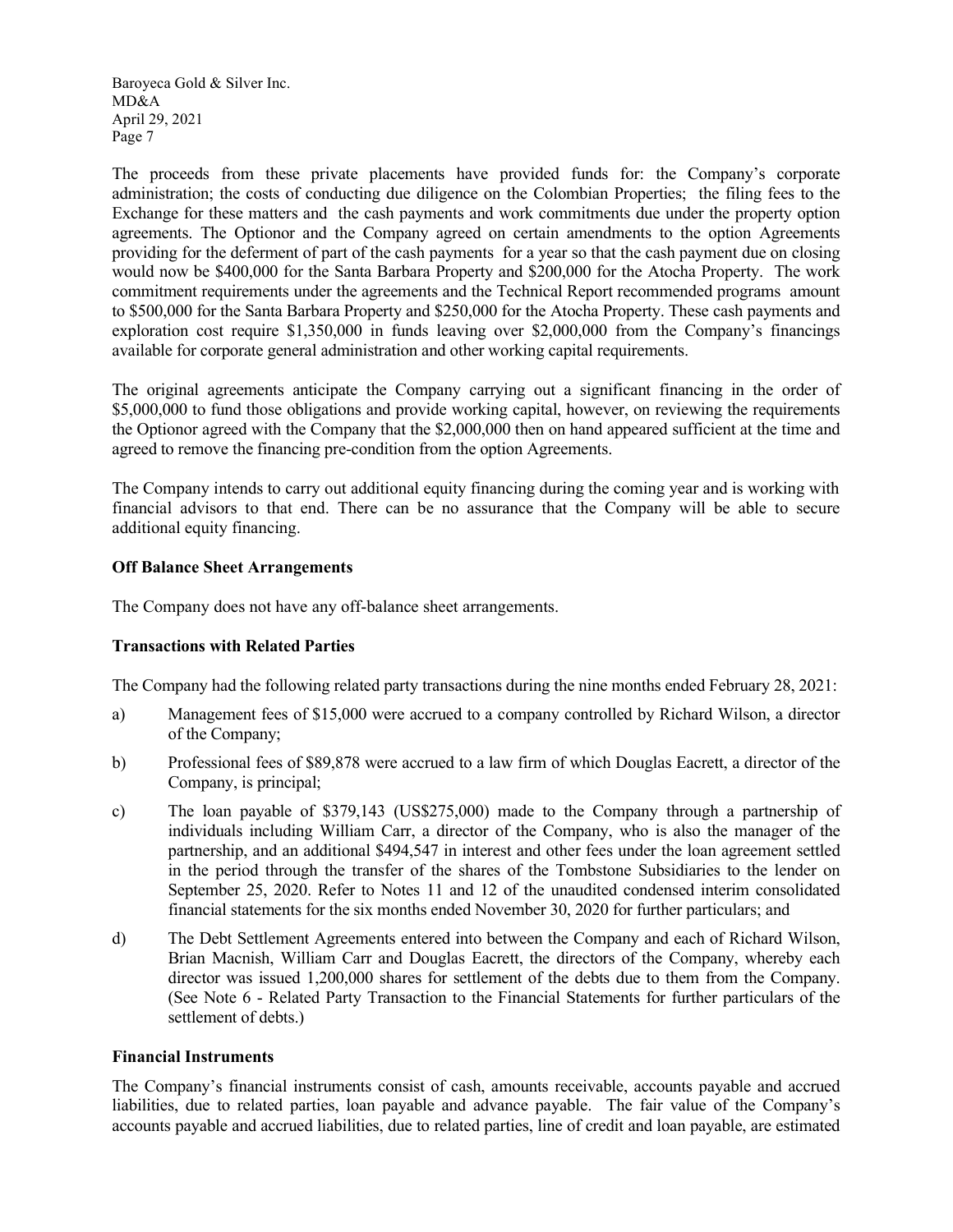The proceeds from these private placements have provided funds for: the Company's corporate administration; the costs of conducting due diligence on the Colombian Properties; the filing fees to the Exchange for these matters and the cash payments and work commitments due under the property option agreements. The Optionor and the Company agreed on certain amendments to the option Agreements providing for the deferment of part of the cash payments for a year so that the cash payment due on closing would now be $400,000 for the Santa Barbara Property and $200,000 for the Atocha Property. The work commitment requirements under the agreements and the Technical Report recommended programs amount to $500,000 for the Santa Barbara Property and $250,000 for the Atocha Property. These cash payments and exploration cost require $1,350,000 in funds leaving over $2,000,000 from the Company's financings available for corporate general administration and other working capital requirements.

The original agreements anticipate the Company carrying out a significant financing in the order of $5,000,000 to fund those obligations and provide working capital, however, on reviewing the requirements the Optionor agreed with the Company that the $2,000,000 then on hand appeared sufficient at the time and agreed to remove the financing pre-condition from the option Agreements.

The Company intends to carry out additional equity financing during the coming year and is working with financial advisors to that end. There can be no assurance that the Company will be able to secure additional equity financing.

**Off Balance Sheet Arrangements**

The Company does not have any off-balance sheet arrangements.

**Transactions with Related Parties**

The Company had the following related party transactions during the nine months ended February 28, 2021:

a) Management fees of $15,000 were accrued to a company controlled by Richard Wilson, a director of the Company;

b) Professional fees of $89,878 were accrued to a law firm of which Douglas Eacrett, a director of the Company, is principal;

c) The loan payable of $379,143 (US$275,000) made to the Company through a partnership of individuals including William Carr, a director of the Company, who is also the manager of the partnership, and an additional $494,547 in interest and other fees under the loan agreement settled in the period through the transfer of the shares of the Tombstone Subsidiaries to the lender on September 25, 2020. Refer to Notes 11 and 12 of the unaudited condensed interim consolidated financial statements for the six months ended November 30, 2020 for further particulars; and

d) The Debt Settlement Agreements entered into between the Company and each of Richard Wilson, Brian Macnish, William Carr and Douglas Eacrett, the directors of the Company, whereby each director was issued 1,200,000 shares for settlement of the debts due to them from the Company. (See Note 6 - Related Party Transaction to the Financial Statements for further particulars of the settlement of debts.)

**Financial Instruments**

The Company's financial instruments consist of cash, amounts receivable, accounts payable and accrued liabilities, due to related parties, loan payable and advance payable. The fair value of the Company's accounts payable and accrued liabilities, due to related parties, line of credit and loan payable, are estimated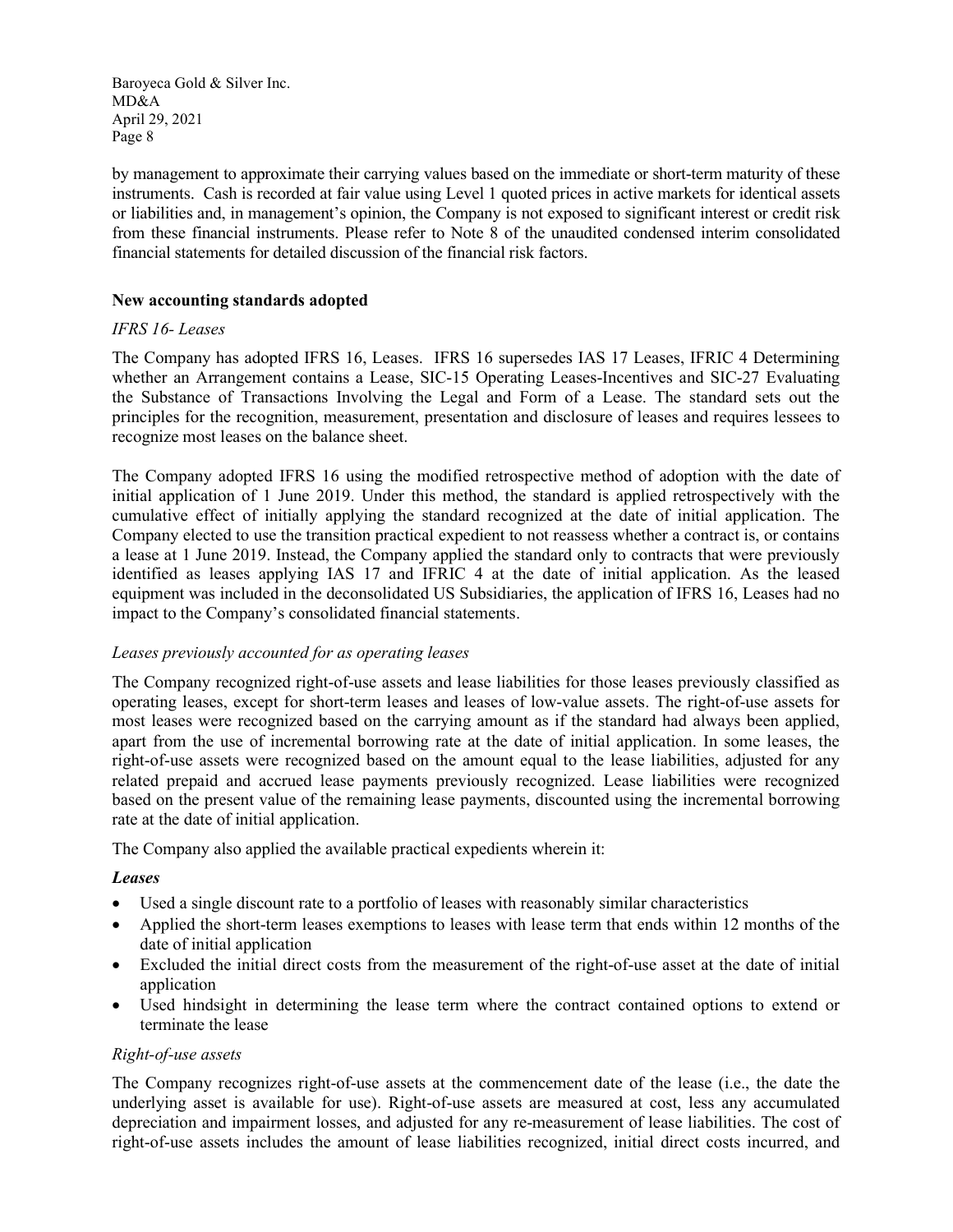by management to approximate their carrying values based on the immediate or short-term maturity of these instruments. Cash is recorded at fair value using Level 1 quoted prices in active markets for identical assets or liabilities and, in management's opinion, the Company is not exposed to significant interest or credit risk from these financial instruments. Please refer to Note 8 of the unaudited condensed interim consolidated financial statements for detailed discussion of the financial risk factors.

**New accounting standards adopted**

*IFRS 16- Leases*

The Company has adopted IFRS 16, Leases. IFRS 16 supersedes IAS 17 Leases, IFRIC 4 Determining whether an Arrangement contains a Lease, SIC-15 Operating Leases-Incentives and SIC-27 Evaluating the Substance of Transactions Involving the Legal and Form of a Lease. The standard sets out the principles for the recognition, measurement, presentation and disclosure of leases and requires lessees to recognize most leases on the balance sheet.

The Company adopted IFRS 16 using the modified retrospective method of adoption with the date of initial application of 1 June 2019. Under this method, the standard is applied retrospectively with the cumulative effect of initially applying the standard recognized at the date of initial application. The Company elected to use the transition practical expedient to not reassess whether a contract is, or contains a lease at 1 June 2019. Instead, the Company applied the standard only to contracts that were previously identified as leases applying IAS 17 and IFRIC 4 at the date of initial application. As the leased equipment was included in the deconsolidated US Subsidiaries, the application of IFRS 16, Leases had no impact to the Company's consolidated financial statements.

*Leases previously accounted for as operating leases*

The Company recognized right-of-use assets and lease liabilities for those leases previously classified as operating leases, except for short-term leases and leases of low-value assets. The right-of-use assets for most leases were recognized based on the carrying amount as if the standard had always been applied, apart from the use of incremental borrowing rate at the date of initial application. In some leases, the right-of-use assets were recognized based on the amount equal to the lease liabilities, adjusted for any related prepaid and accrued lease payments previously recognized. Lease liabilities were recognized based on the present value of the remaining lease payments, discounted using the incremental borrowing rate at the date of initial application.

The Company also applied the available practical expedients wherein it:

***Leases***

- Used a single discount rate to a portfolio of leases with reasonably similar characteristics
- Applied the short-term leases exemptions to leases with lease term that ends within 12 months of the date of initial application
- Excluded the initial direct costs from the measurement of the right-of-use asset at the date of initial application
- Used hindsight in determining the lease term where the contract contained options to extend or terminate the lease

*Right-of-use assets*

The Company recognizes right-of-use assets at the commencement date of the lease (i.e., the date the underlying asset is available for use). Right-of-use assets are measured at cost, less any accumulated depreciation and impairment losses, and adjusted for any re-measurement of lease liabilities. The cost of right-of-use assets includes the amount of lease liabilities recognized, initial direct costs incurred, and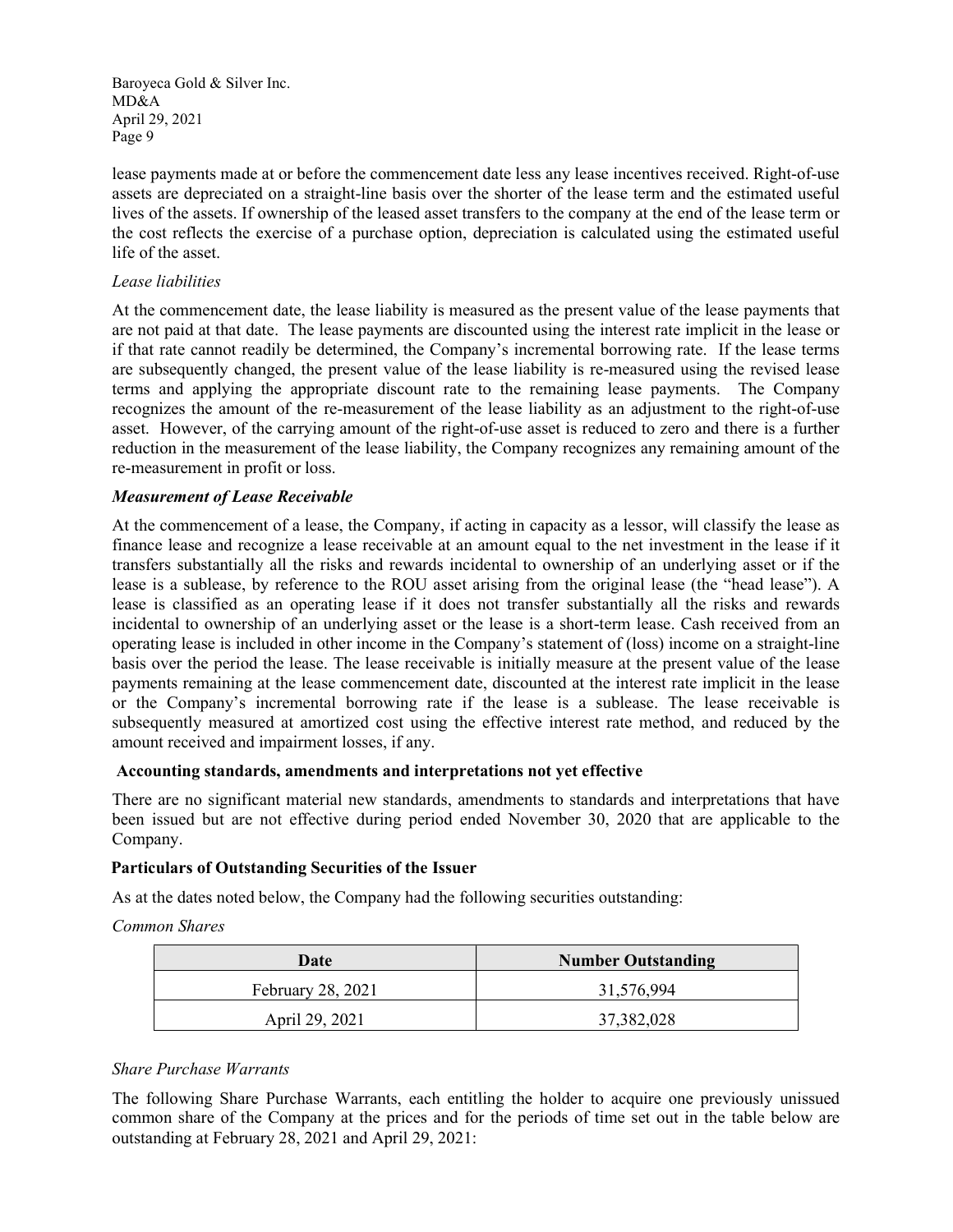lease payments made at or before the commencement date less any lease incentives received. Right-of-use assets are depreciated on a straight-line basis over the shorter of the lease term and the estimated useful lives of the assets. If ownership of the leased asset transfers to the company at the end of the lease term or the cost reflects the exercise of a purchase option, depreciation is calculated using the estimated useful life of the asset.

*Lease liabilities*

At the commencement date, the lease liability is measured as the present value of the lease payments that are not paid at that date. The lease payments are discounted using the interest rate implicit in the lease or if that rate cannot readily be determined, the Company's incremental borrowing rate. If the lease terms are subsequently changed, the present value of the lease liability is re-measured using the revised lease terms and applying the appropriate discount rate to the remaining lease payments. The Company recognizes the amount of the re-measurement of the lease liability as an adjustment to the right-of-use asset. However, of the carrying amount of the right-of-use asset is reduced to zero and there is a further reduction in the measurement of the lease liability, the Company recognizes any remaining amount of the re-measurement in profit or loss.

***Measurement of Lease Receivable***

At the commencement of a lease, the Company, if acting in capacity as a lessor, will classify the lease as finance lease and recognize a lease receivable at an amount equal to the net investment in the lease if it transfers substantially all the risks and rewards incidental to ownership of an underlying asset or if the lease is a sublease, by reference to the ROU asset arising from the original lease (the "head lease"). A lease is classified as an operating lease if it does not transfer substantially all the risks and rewards incidental to ownership of an underlying asset or the lease is a short-term lease. Cash received from an operating lease is included in other income in the Company's statement of (loss) income on a straight-line basis over the period the lease. The lease receivable is initially measure at the present value of the lease payments remaining at the lease commencement date, discounted at the interest rate implicit in the lease or the Company's incremental borrowing rate if the lease is a sublease. The lease receivable is subsequently measured at amortized cost using the effective interest rate method, and reduced by the amount received and impairment losses, if any.

**Accounting standards, amendments and interpretations not yet effective**

There are no significant material new standards, amendments to standards and interpretations that have been issued but are not effective during period ended November 30, 2020 that are applicable to the Company.

**Particulars of Outstanding Securities of the Issuer**

As at the dates noted below, the Company had the following securities outstanding:

*Common Shares*

| Date | Number Outstanding |
|---|---|
| February 28, 2021 | 31,576,994 |
| April 29, 2021 | 37,382,028 |

*Share Purchase Warrants*

The following Share Purchase Warrants, each entitling the holder to acquire one previously unissued common share of the Company at the prices and for the periods of time set out in the table below are outstanding at February 28, 2021 and April 29, 2021: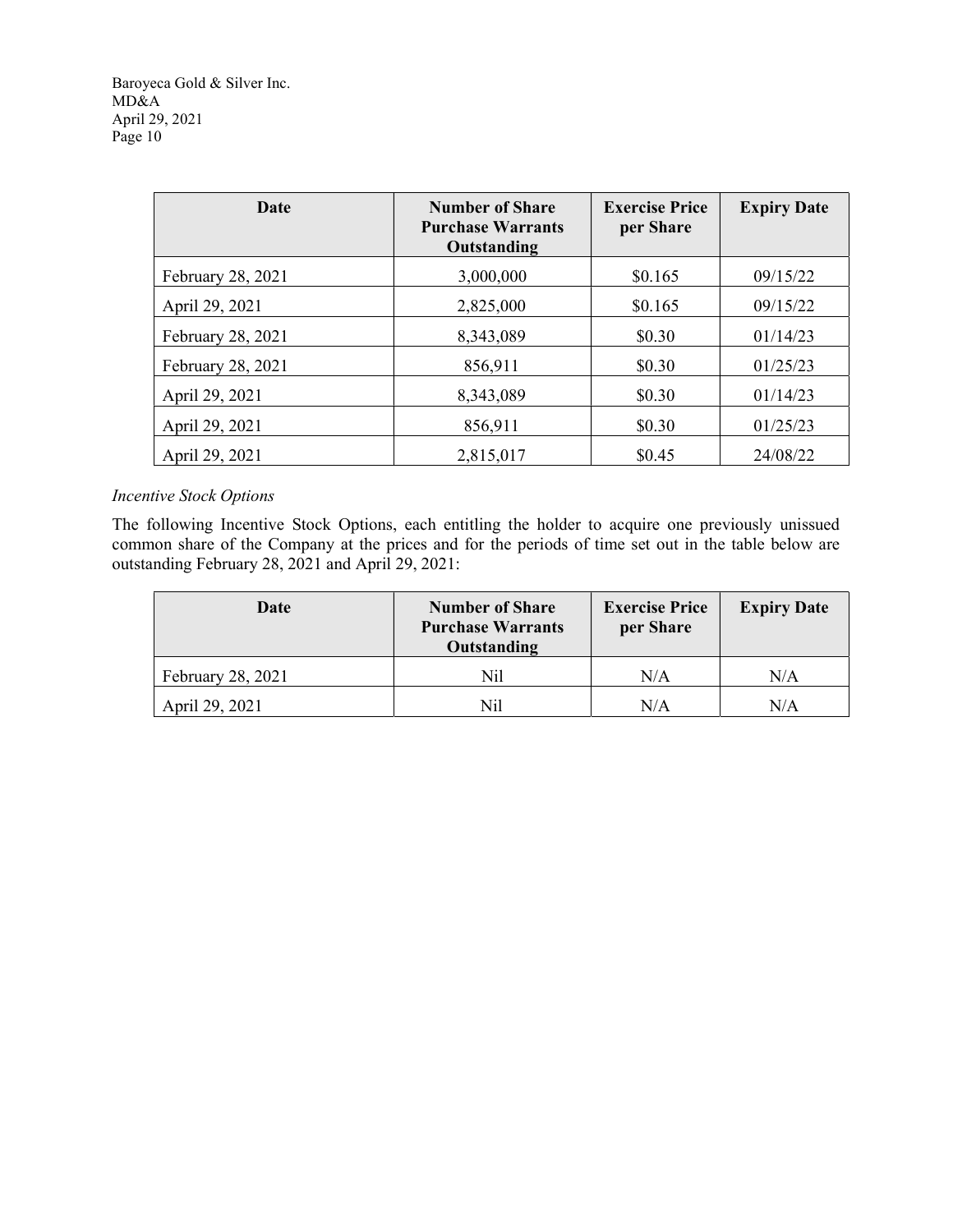| Date | Number of Share Purchase Warrants Outstanding | Exercise Price per Share | Expiry Date |
|---|---|---|---|
| February 28, 2021 | 3,000,000 | \$0.165 | 09/15/22 |
| April 29, 2021 | 2,825,000 | \$0.165 | 09/15/22 |
| February 28, 2021 | 8,343,089 | \$0.30 | 01/14/23 |
| February 28, 2021 | 856,911 | \$0.30 | 01/25/23 |
| April 29, 2021 | 8,343,089 | \$0.30 | 01/14/23 |
| April 29, 2021 | 856,911 | \$0.30 | 01/25/23 |
| April 29, 2021 | 2,815,017 | \$0.45 | 24/08/22 |

*Incentive Stock Options*

The following Incentive Stock Options, each entitling the holder to acquire one previously unissued common share of the Company at the prices and for the periods of time set out in the table below are outstanding February 28, 2021 and April 29, 2021:

| Date | Number of Share Purchase Warrants Outstanding | Exercise Price per Share | Expiry Date |
|---|---|---|---|
| February 28, 2021 | Nil | N/A | N/A |
| April 29, 2021 | Nil | N/A | N/A |